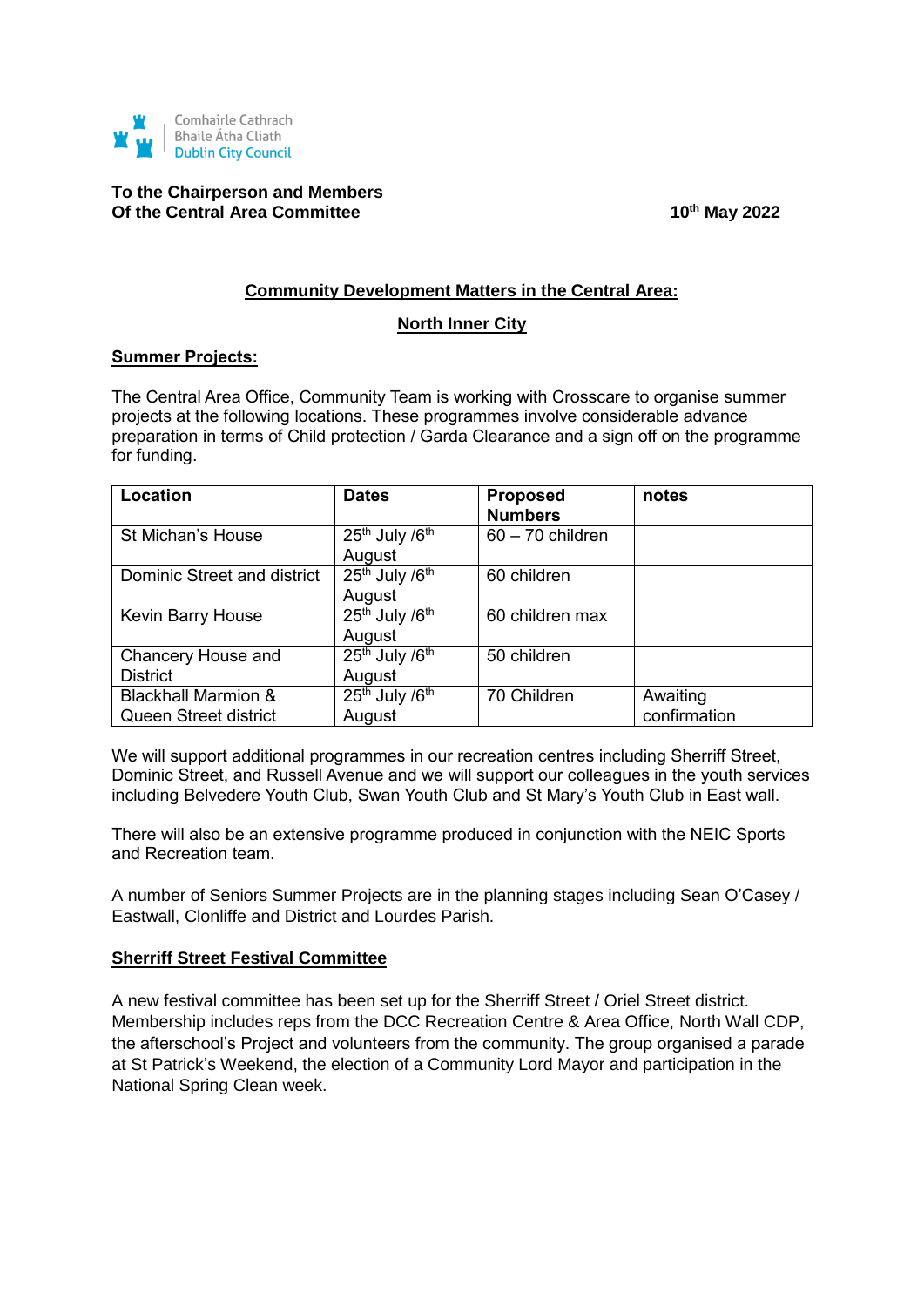Comhairle Cathrach Bhaile Átha Cliath
Dublin City Council

**To the Chairperson and Members**
**Of the Central Area Committee**

**10th May 2022**

## Community Development Matters in the Central Area:

## North Inner City

### Summer Projects:

The Central Area Office, Community Team is working with Crosscare to organise summer projects at the following locations. These programmes involve considerable advance preparation in terms of Child protection / Garda Clearance and a sign off on the programme for funding.

| Location | Dates | Proposed Numbers | notes |
|---|---|---|---|
| St Michan's House | 25th July /6th August | 60 – 70 children | |
| Dominic Street and district | 25th July /6th August | 60 children | |
| Kevin Barry House | 25th July /6th August | 60 children max | |
| Chancery House and District | 25th July /6th August | 50 children | |
| Blackhall Marmion & Queen Street district | 25th July /6th August | 70 Children | Awaiting confirmation |

We will support additional programmes in our recreation centres including Sherriff Street, Dominic Street, and Russell Avenue and we will support our colleagues in the youth services including Belvedere Youth Club, Swan Youth Club and St Mary's Youth Club in East wall.

There will also be an extensive programme produced in conjunction with the NEIC Sports and Recreation team.

A number of Seniors Summer Projects are in the planning stages including Sean O'Casey / Eastwall, Clonliffe and District and Lourdes Parish.

### Sherriff Street Festival Committee

A new festival committee has been set up for the Sherriff Street / Oriel Street district. Membership includes reps from the DCC Recreation Centre & Area Office, North Wall CDP, the afterschool's Project and volunteers from the community. The group organised a parade at St Patrick's Weekend, the election of a Community Lord Mayor and participation in the National Spring Clean week.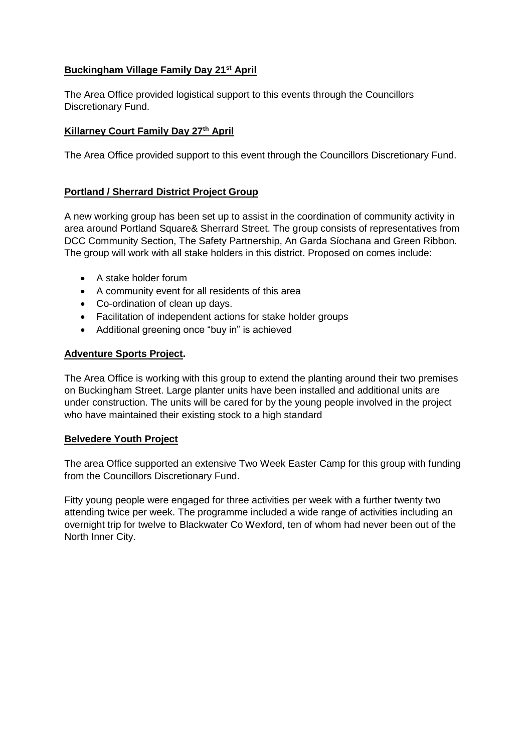**Buckingham Village Family Day 21st April**

The Area Office provided logistical support to this events through the Councillors Discretionary Fund.

**Killarney Court Family Day 27th April**

The Area Office provided support to this event through the Councillors Discretionary Fund.

**Portland / Sherrard District Project Group**

A new working group has been set up to assist in the coordination of community activity in area around Portland Square& Sherrard Street. The group consists of representatives from DCC Community Section, The Safety Partnership, An Garda Síochana and Green Ribbon. The group will work with all stake holders in this district. Proposed on comes include:

- A stake holder forum
- A community event for all residents of this area
- Co-ordination of clean up days.
- Facilitation of independent actions for stake holder groups
- Additional greening once "buy in" is achieved

**Adventure Sports Project.**

The Area Office is working with this group to extend the planting around their two premises on Buckingham Street. Large planter units have been installed and additional units are under construction. The units will be cared for by the young people involved in the project who have maintained their existing stock to a high standard

**Belvedere Youth Project**

The area Office supported an extensive Two Week Easter Camp for this group with funding from the Councillors Discretionary Fund.

Fitty young people were engaged for three activities per week with a further twenty two attending twice per week. The programme included a wide range of activities including an overnight trip for twelve to Blackwater Co Wexford, ten of whom had never been out of the North Inner City.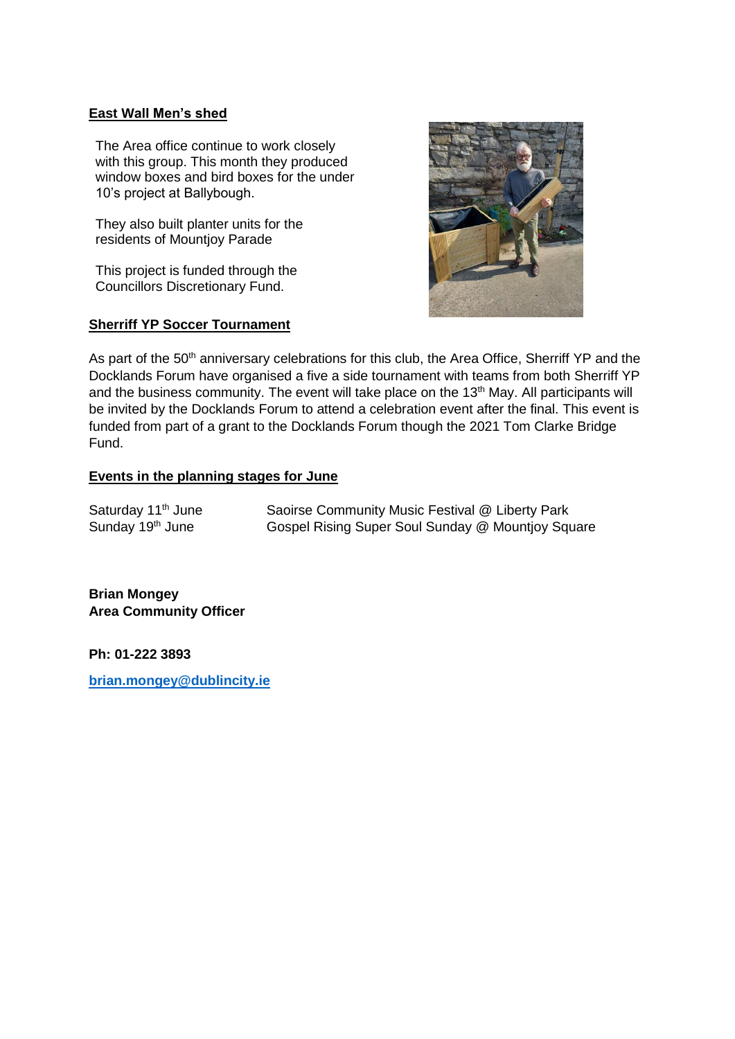**East Wall Men's shed**

The Area office continue to work closely with this group. This month they produced window boxes and bird boxes for the under 10's project at Ballybough.

They also built planter units for the residents of Mountjoy Parade

This project is funded through the Councillors Discretionary Fund.

**Sherriff YP Soccer Tournament**

As part of the 50th anniversary celebrations for this club, the Area Office, Sherriff YP and the Docklands Forum have organised a five a side tournament with teams from both Sherriff YP and the business community. The event will take place on the 13th May. All participants will be invited by the Docklands Forum to attend a celebration event after the final. This event is funded from part of a grant to the Docklands Forum though the 2021 Tom Clarke Bridge Fund.

**Events in the planning stages for June**

| | |
|---|---|
| Saturday 11th June | Saoirse Community Music Festival @ Liberty Park |
| Sunday 19th June | Gospel Rising Super Soul Sunday @ Mountjoy Square |

**Brian Mongey**
**Area Community Officer**

**Ph: 01-222 3893**

**brian.mongey@dublincity.ie**